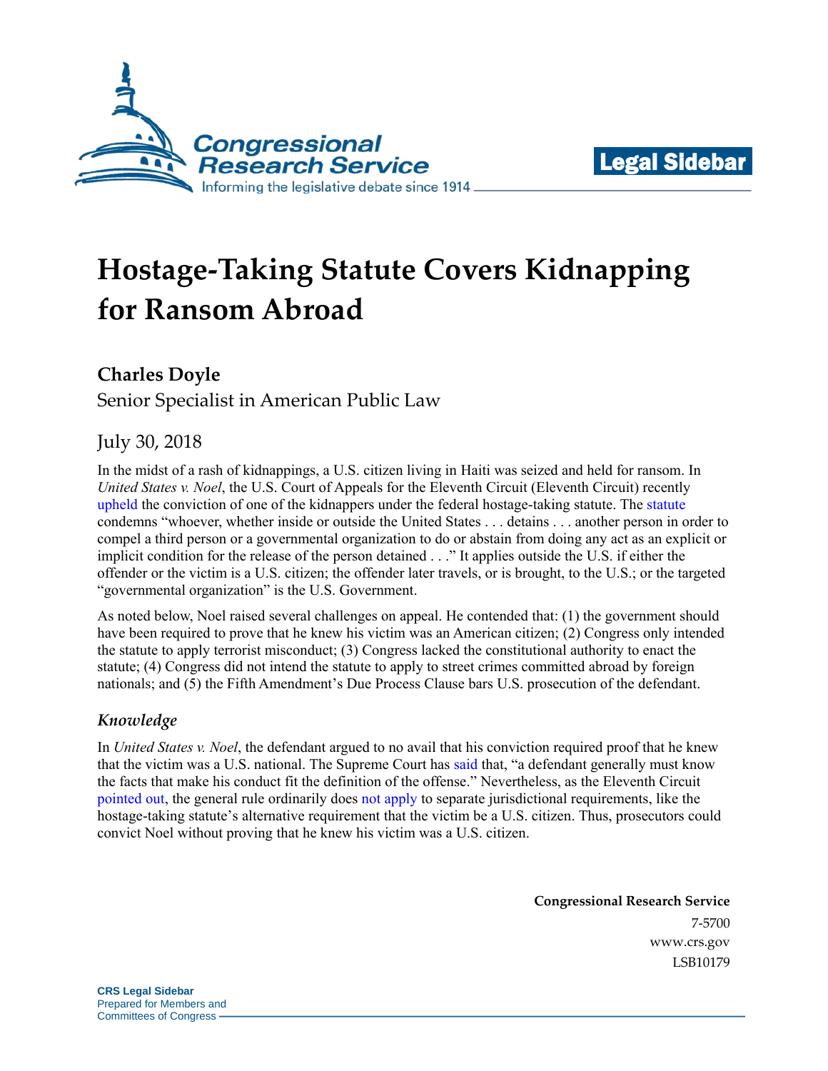Congressional Research Service

Informing the legislative debate since 1914

**Legal Sidebar**

# Hostage-Taking Statute Covers Kidnapping for Ransom Abroad

## Charles Doyle

Senior Specialist in American Public Law

July 30, 2018

In the midst of a rash of kidnappings, a U.S. citizen living in Haiti was seized and held for ransom. In *United States v. Noel*, the U.S. Court of Appeals for the Eleventh Circuit (Eleventh Circuit) recently upheld the conviction of one of the kidnappers under the federal hostage-taking statute. The statute condemns "whoever, whether inside or outside the United States . . . detains . . . another person in order to compel a third person or a governmental organization to do or abstain from doing any act as an explicit or implicit condition for the release of the person detained . . ." It applies outside the U.S. if either the offender or the victim is a U.S. citizen; the offender later travels, or is brought, to the U.S.; or the targeted "governmental organization" is the U.S. Government.

As noted below, Noel raised several challenges on appeal. He contended that: (1) the government should have been required to prove that he knew his victim was an American citizen; (2) Congress only intended the statute to apply terrorist misconduct; (3) Congress lacked the constitutional authority to enact the statute; (4) Congress did not intend the statute to apply to street crimes committed abroad by foreign nationals; and (5) the Fifth Amendment's Due Process Clause bars U.S. prosecution of the defendant.

### *Knowledge*

In *United States v. Noel*, the defendant argued to no avail that his conviction required proof that he knew that the victim was a U.S. national. The Supreme Court has said that, "a defendant generally must know the facts that make his conduct fit the definition of the offense." Nevertheless, as the Eleventh Circuit pointed out, the general rule ordinarily does not apply to separate jurisdictional requirements, like the hostage-taking statute's alternative requirement that the victim be a U.S. citizen. Thus, prosecutors could convict Noel without proving that he knew his victim was a U.S. citizen.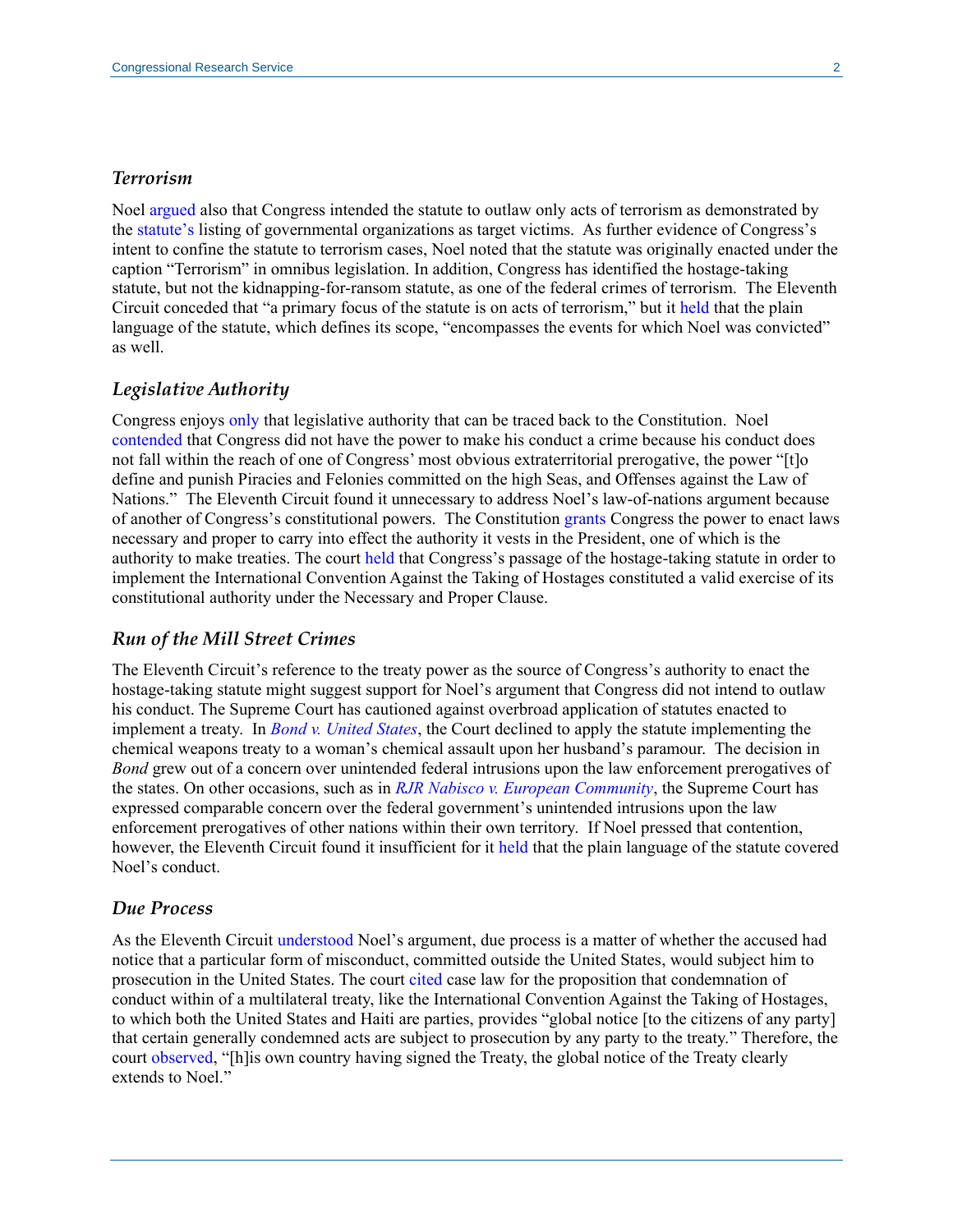### *Terrorism*

Noel argued also that Congress intended the statute to outlaw only acts of terrorism as demonstrated by the statute's listing of governmental organizations as target victims. As further evidence of Congress's intent to confine the statute to terrorism cases, Noel noted that the statute was originally enacted under the caption "Terrorism" in omnibus legislation. In addition, Congress has identified the hostage-taking statute, but not the kidnapping-for-ransom statute, as one of the federal crimes of terrorism. The Eleventh Circuit conceded that "a primary focus of the statute is on acts of terrorism," but it held that the plain language of the statute, which defines its scope, "encompasses the events for which Noel was convicted" as well.

### *Legislative Authority*

Congress enjoys only that legislative authority that can be traced back to the Constitution. Noel contended that Congress did not have the power to make his conduct a crime because his conduct does not fall within the reach of one of Congress' most obvious extraterritorial prerogative, the power "[t]o define and punish Piracies and Felonies committed on the high Seas, and Offenses against the Law of Nations." The Eleventh Circuit found it unnecessary to address Noel's law-of-nations argument because of another of Congress's constitutional powers. The Constitution grants Congress the power to enact laws necessary and proper to carry into effect the authority it vests in the President, one of which is the authority to make treaties. The court held that Congress's passage of the hostage-taking statute in order to implement the International Convention Against the Taking of Hostages constituted a valid exercise of its constitutional authority under the Necessary and Proper Clause.

### *Run of the Mill Street Crimes*

The Eleventh Circuit's reference to the treaty power as the source of Congress's authority to enact the hostage-taking statute might suggest support for Noel's argument that Congress did not intend to outlaw his conduct. The Supreme Court has cautioned against overbroad application of statutes enacted to implement a treaty. In *Bond v. United States*, the Court declined to apply the statute implementing the chemical weapons treaty to a woman's chemical assault upon her husband's paramour. The decision in *Bond* grew out of a concern over unintended federal intrusions upon the law enforcement prerogatives of the states. On other occasions, such as in *RJR Nabisco v. European Community*, the Supreme Court has expressed comparable concern over the federal government's unintended intrusions upon the law enforcement prerogatives of other nations within their own territory. If Noel pressed that contention, however, the Eleventh Circuit found it insufficient for it held that the plain language of the statute covered Noel's conduct.

### *Due Process*

As the Eleventh Circuit understood Noel's argument, due process is a matter of whether the accused had notice that a particular form of misconduct, committed outside the United States, would subject him to prosecution in the United States. The court cited case law for the proposition that condemnation of conduct within of a multilateral treaty, like the International Convention Against the Taking of Hostages, to which both the United States and Haiti are parties, provides "global notice [to the citizens of any party] that certain generally condemned acts are subject to prosecution by any party to the treaty." Therefore, the court observed, "[h]is own country having signed the Treaty, the global notice of the Treaty clearly extends to Noel."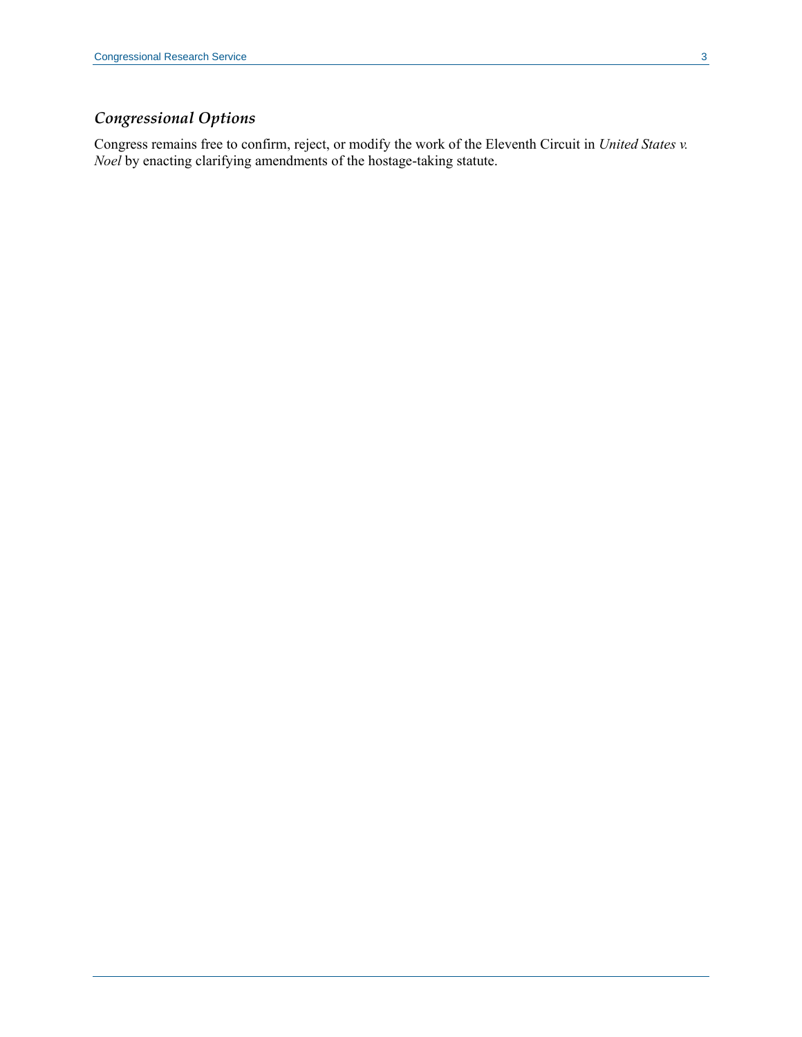### *Congressional Options*

Congress remains free to confirm, reject, or modify the work of the Eleventh Circuit in *United States v. Noel* by enacting clarifying amendments of the hostage-taking statute.